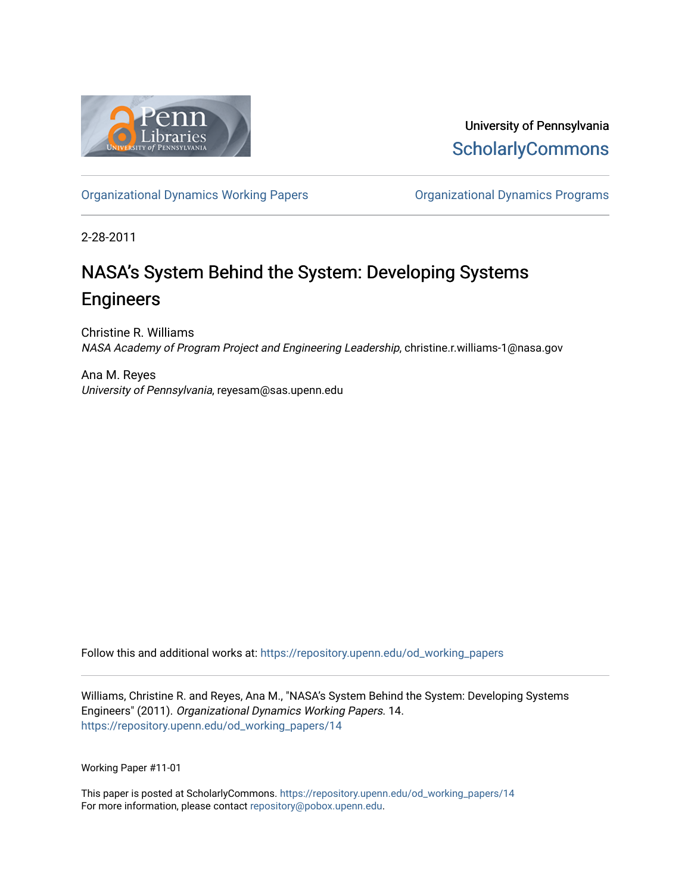University of Pennsylvania
ScholarlyCommons

Organizational Dynamics Working Papers

Organizational Dynamics Programs

2-28-2011

# NASA's System Behind the System: Developing Systems Engineers

Christine R. Williams
*NASA Academy of Program Project and Engineering Leadership*, christine.r.williams-1@nasa.gov

Ana M. Reyes
*University of Pennsylvania*, reyesam@sas.upenn.edu

Follow this and additional works at: https://repository.upenn.edu/od_working_papers

Williams, Christine R. and Reyes, Ana M., "NASA's System Behind the System: Developing Systems Engineers" (2011). *Organizational Dynamics Working Papers*. 14.
https://repository.upenn.edu/od_working_papers/14

Working Paper #11-01

This paper is posted at ScholarlyCommons. https://repository.upenn.edu/od_working_papers/14
For more information, please contact repository@pobox.upenn.edu.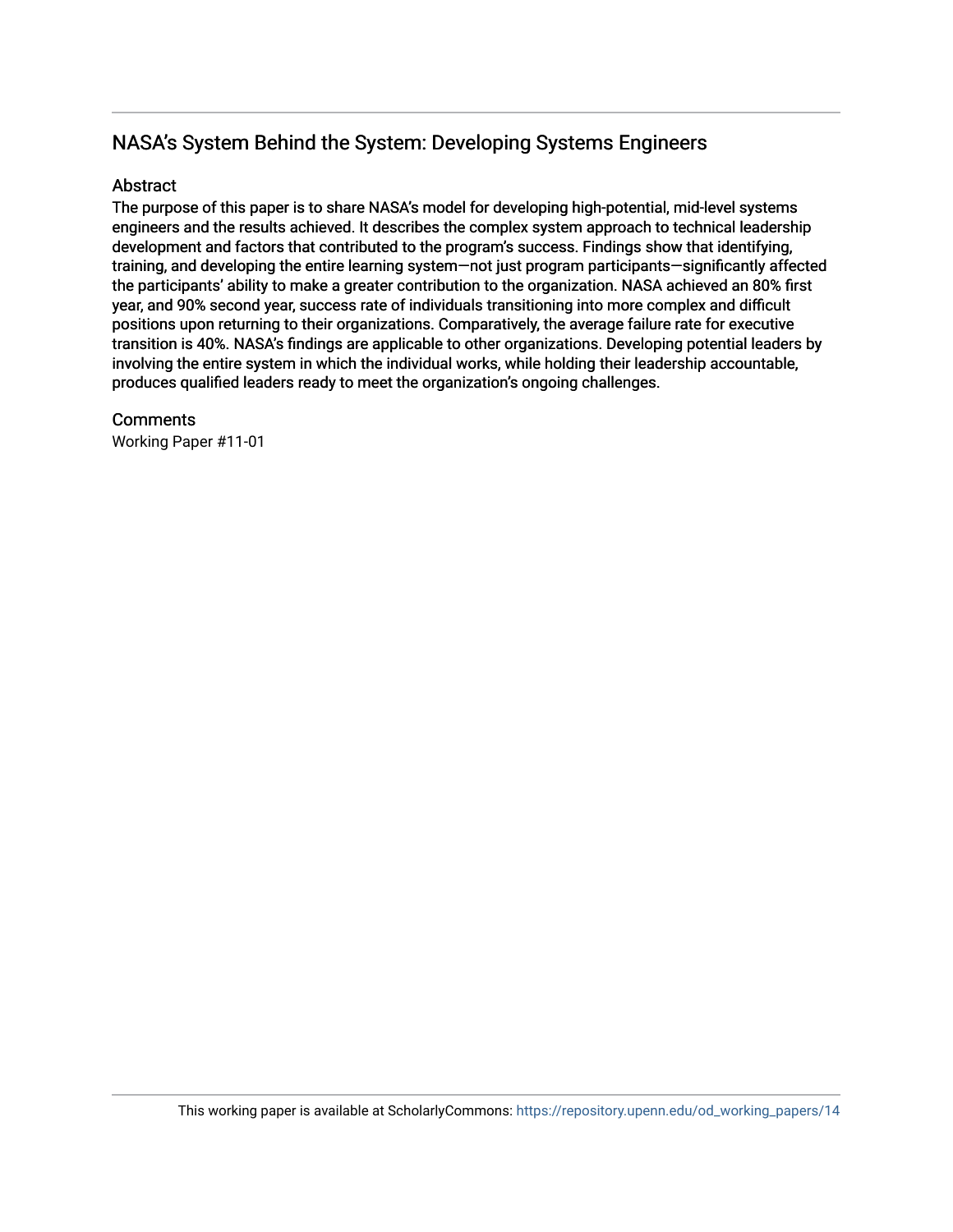## NASA's System Behind the System: Developing Systems Engineers

### Abstract

The purpose of this paper is to share NASA's model for developing high-potential, mid-level systems engineers and the results achieved. It describes the complex system approach to technical leadership development and factors that contributed to the program's success. Findings show that identifying, training, and developing the entire learning system—not just program participants—significantly affected the participants' ability to make a greater contribution to the organization. NASA achieved an 80% first year, and 90% second year, success rate of individuals transitioning into more complex and difficult positions upon returning to their organizations. Comparatively, the average failure rate for executive transition is 40%. NASA's findings are applicable to other organizations. Developing potential leaders by involving the entire system in which the individual works, while holding their leadership accountable, produces qualified leaders ready to meet the organization's ongoing challenges.

### Comments

Working Paper #11-01

This working paper is available at ScholarlyCommons: https://repository.upenn.edu/od_working_papers/14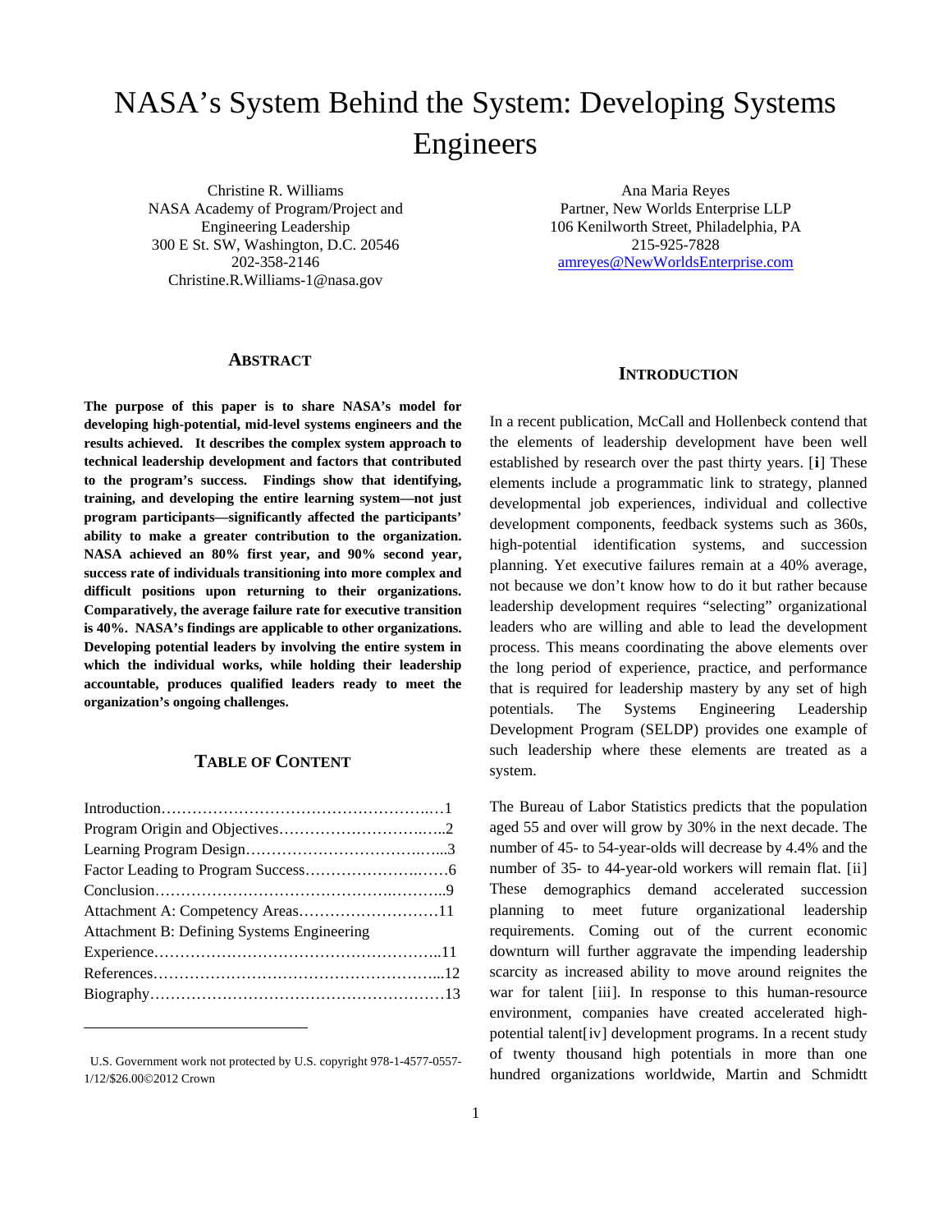# NASA's System Behind the System: Developing Systems Engineers

Christine R. Williams
NASA Academy of Program/Project and Engineering Leadership
300 E St. SW, Washington, D.C. 20546
202-358-2146
Christine.R.Williams-1@nasa.gov

Ana Maria Reyes
Partner, New Worlds Enterprise LLP
106 Kenilworth Street, Philadelphia, PA
215-925-7828
amreyes@NewWorldsEnterprise.com

## Abstract

**The purpose of this paper is to share NASA's model for developing high-potential, mid-level systems engineers and the results achieved. It describes the complex system approach to technical leadership development and factors that contributed to the program's success. Findings show that identifying, training, and developing the entire learning system—not just program participants—significantly affected the participants' ability to make a greater contribution to the organization. NASA achieved an 80% first year, and 90% second year, success rate of individuals transitioning into more complex and difficult positions upon returning to their organizations. Comparatively, the average failure rate for executive transition is 40%. NASA's findings are applicable to other organizations. Developing potential leaders by involving the entire system in which the individual works, while holding their leadership accountable, produces qualified leaders ready to meet the organization's ongoing challenges.**

## Table of Content

Introduction……………………………………………….…1
Program Origin and Objectives……………………….…..2
Learning Program Design……………………………….....3
Factor Leading to Program Success…………………….……6
Conclusion……………………………………….……….9
Attachment A: Competency Areas………………………11
Attachment B: Defining Systems Engineering Experience………………………………………………..11
References………………………………………………...12
Biography…………………………………………………13

U.S. Government work not protected by U.S. copyright 978-1-4577-0557-1/12/$26.00©2012 Crown

## Introduction

In a recent publication, McCall and Hollenbeck contend that the elements of leadership development have been well established by research over the past thirty years. [i] These elements include a programmatic link to strategy, planned developmental job experiences, individual and collective development components, feedback systems such as 360s, high-potential identification systems, and succession planning. Yet executive failures remain at a 40% average, not because we don't know how to do it but rather because leadership development requires "selecting" organizational leaders who are willing and able to lead the development process. This means coordinating the above elements over the long period of experience, practice, and performance that is required for leadership mastery by any set of high potentials. The Systems Engineering Leadership Development Program (SELDP) provides one example of such leadership where these elements are treated as a system.

The Bureau of Labor Statistics predicts that the population aged 55 and over will grow by 30% in the next decade. The number of 45- to 54-year-olds will decrease by 4.4% and the number of 35- to 44-year-old workers will remain flat. [ii] These demographics demand accelerated succession planning to meet future organizational leadership requirements. Coming out of the current economic downturn will further aggravate the impending leadership scarcity as increased ability to move around reignites the war for talent [iii]. In response to this human-resource environment, companies have created accelerated high-potential talent[iv] development programs. In a recent study of twenty thousand high potentials in more than one hundred organizations worldwide, Martin and Schmidtt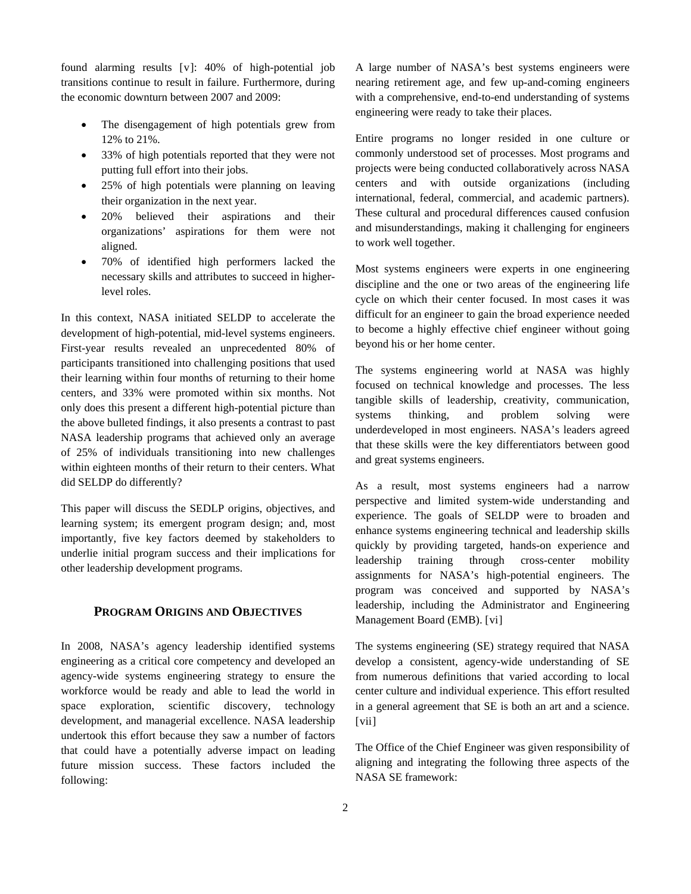found alarming results [v]: 40% of high-potential job transitions continue to result in failure. Furthermore, during the economic downturn between 2007 and 2009:

- The disengagement of high potentials grew from 12% to 21%.
- 33% of high potentials reported that they were not putting full effort into their jobs.
- 25% of high potentials were planning on leaving their organization in the next year.
- 20% believed their aspirations and their organizations' aspirations for them were not aligned.
- 70% of identified high performers lacked the necessary skills and attributes to succeed in higher-level roles.

In this context, NASA initiated SELDP to accelerate the development of high-potential, mid-level systems engineers. First-year results revealed an unprecedented 80% of participants transitioned into challenging positions that used their learning within four months of returning to their home centers, and 33% were promoted within six months. Not only does this present a different high-potential picture than the above bulleted findings, it also presents a contrast to past NASA leadership programs that achieved only an average of 25% of individuals transitioning into new challenges within eighteen months of their return to their centers. What did SELDP do differently?

This paper will discuss the SEDLP origins, objectives, and learning system; its emergent program design; and, most importantly, five key factors deemed by stakeholders to underlie initial program success and their implications for other leadership development programs.

## Program Origins and Objectives

In 2008, NASA's agency leadership identified systems engineering as a critical core competency and developed an agency-wide systems engineering strategy to ensure the workforce would be ready and able to lead the world in space exploration, scientific discovery, technology development, and managerial excellence. NASA leadership undertook this effort because they saw a number of factors that could have a potentially adverse impact on leading future mission success. These factors included the following:

A large number of NASA's best systems engineers were nearing retirement age, and few up-and-coming engineers with a comprehensive, end-to-end understanding of systems engineering were ready to take their places.

Entire programs no longer resided in one culture or commonly understood set of processes. Most programs and projects were being conducted collaboratively across NASA centers and with outside organizations (including international, federal, commercial, and academic partners). These cultural and procedural differences caused confusion and misunderstandings, making it challenging for engineers to work well together.

Most systems engineers were experts in one engineering discipline and the one or two areas of the engineering life cycle on which their center focused. In most cases it was difficult for an engineer to gain the broad experience needed to become a highly effective chief engineer without going beyond his or her home center.

The systems engineering world at NASA was highly focused on technical knowledge and processes. The less tangible skills of leadership, creativity, communication, systems thinking, and problem solving were underdeveloped in most engineers. NASA's leaders agreed that these skills were the key differentiators between good and great systems engineers.

As a result, most systems engineers had a narrow perspective and limited system-wide understanding and experience. The goals of SELDP were to broaden and enhance systems engineering technical and leadership skills quickly by providing targeted, hands-on experience and leadership training through cross-center mobility assignments for NASA's high-potential engineers. The program was conceived and supported by NASA's leadership, including the Administrator and Engineering Management Board (EMB). [vi]

The systems engineering (SE) strategy required that NASA develop a consistent, agency-wide understanding of SE from numerous definitions that varied according to local center culture and individual experience. This effort resulted in a general agreement that SE is both an art and a science. [vii]

The Office of the Chief Engineer was given responsibility of aligning and integrating the following three aspects of the NASA SE framework: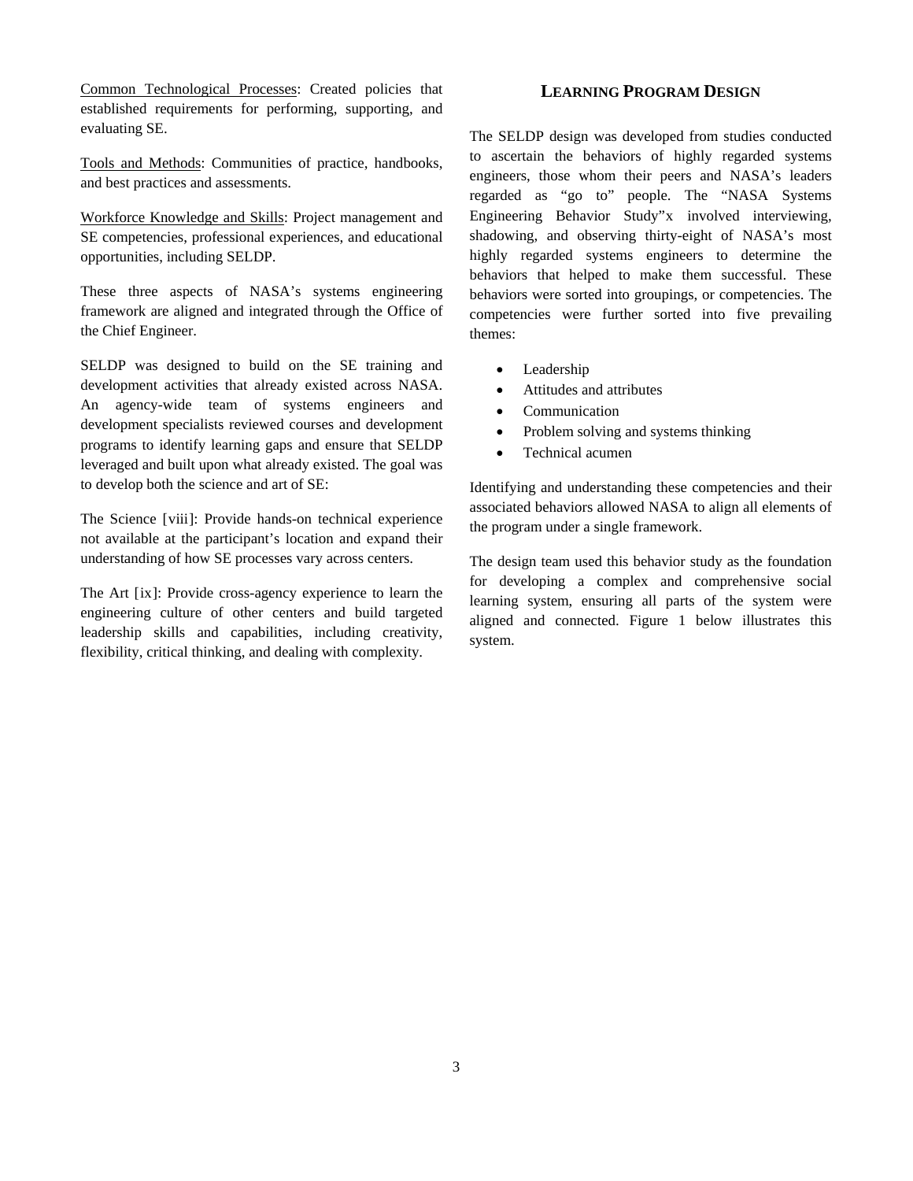Common Technological Processes: Created policies that established requirements for performing, supporting, and evaluating SE.

Tools and Methods: Communities of practice, handbooks, and best practices and assessments.

Workforce Knowledge and Skills: Project management and SE competencies, professional experiences, and educational opportunities, including SELDP.

These three aspects of NASA's systems engineering framework are aligned and integrated through the Office of the Chief Engineer.

SELDP was designed to build on the SE training and development activities that already existed across NASA. An agency-wide team of systems engineers and development specialists reviewed courses and development programs to identify learning gaps and ensure that SELDP leveraged and built upon what already existed. The goal was to develop both the science and art of SE:

The Science [viii]: Provide hands-on technical experience not available at the participant's location and expand their understanding of how SE processes vary across centers.

The Art [ix]: Provide cross-agency experience to learn the engineering culture of other centers and build targeted leadership skills and capabilities, including creativity, flexibility, critical thinking, and dealing with complexity.

## LEARNING PROGRAM DESIGN

The SELDP design was developed from studies conducted to ascertain the behaviors of highly regarded systems engineers, those whom their peers and NASA's leaders regarded as "go to" people. The "NASA Systems Engineering Behavior Study"[x] involved interviewing, shadowing, and observing thirty-eight of NASA's most highly regarded systems engineers to determine the behaviors that helped to make them successful. These behaviors were sorted into groupings, or competencies. The competencies were further sorted into five prevailing themes:

- Leadership
- Attitudes and attributes
- Communication
- Problem solving and systems thinking
- Technical acumen

Identifying and understanding these competencies and their associated behaviors allowed NASA to align all elements of the program under a single framework.

The design team used this behavior study as the foundation for developing a complex and comprehensive social learning system, ensuring all parts of the system were aligned and connected. Figure 1 below illustrates this system.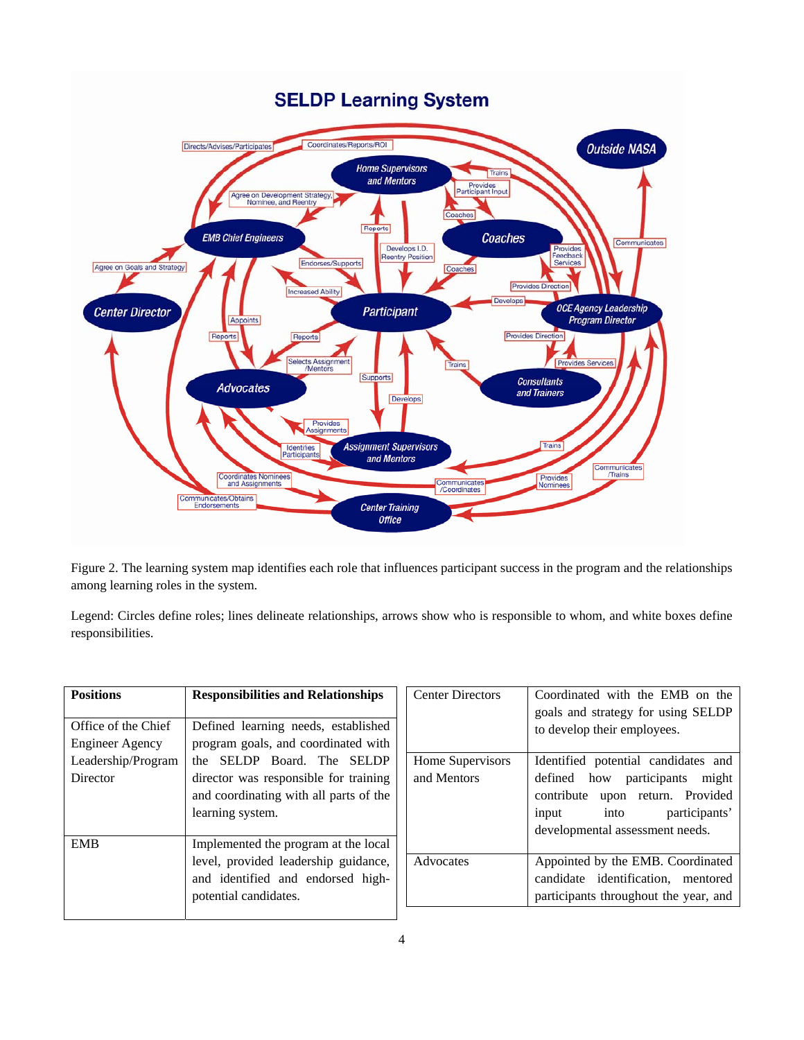Figure 2. The learning system map identifies each role that influences participant success in the program and the relationships among learning roles in the system.

Legend: Circles define roles; lines delineate relationships, arrows show who is responsible to whom, and white boxes define responsibilities.

| Positions | Responsibilities and Relationships |
| --- | --- |
| Office of the Chief Engineer Agency Leadership/Program Director | Defined learning needs, established program goals, and coordinated with the SELDP Board. The SELDP director was responsible for training and coordinating with all parts of the learning system. |
| EMB | Implemented the program at the local level, provided leadership guidance, and identified and endorsed high-potential candidates. |
| Center Directors | Coordinated with the EMB on the goals and strategy for using SELDP to develop their employees. |
| Home Supervisors and Mentors | Identified potential candidates and defined how participants might contribute upon return. Provided input into participants' developmental assessment needs. |
| Advocates | Appointed by the EMB. Coordinated candidate identification, mentored participants throughout the year, and |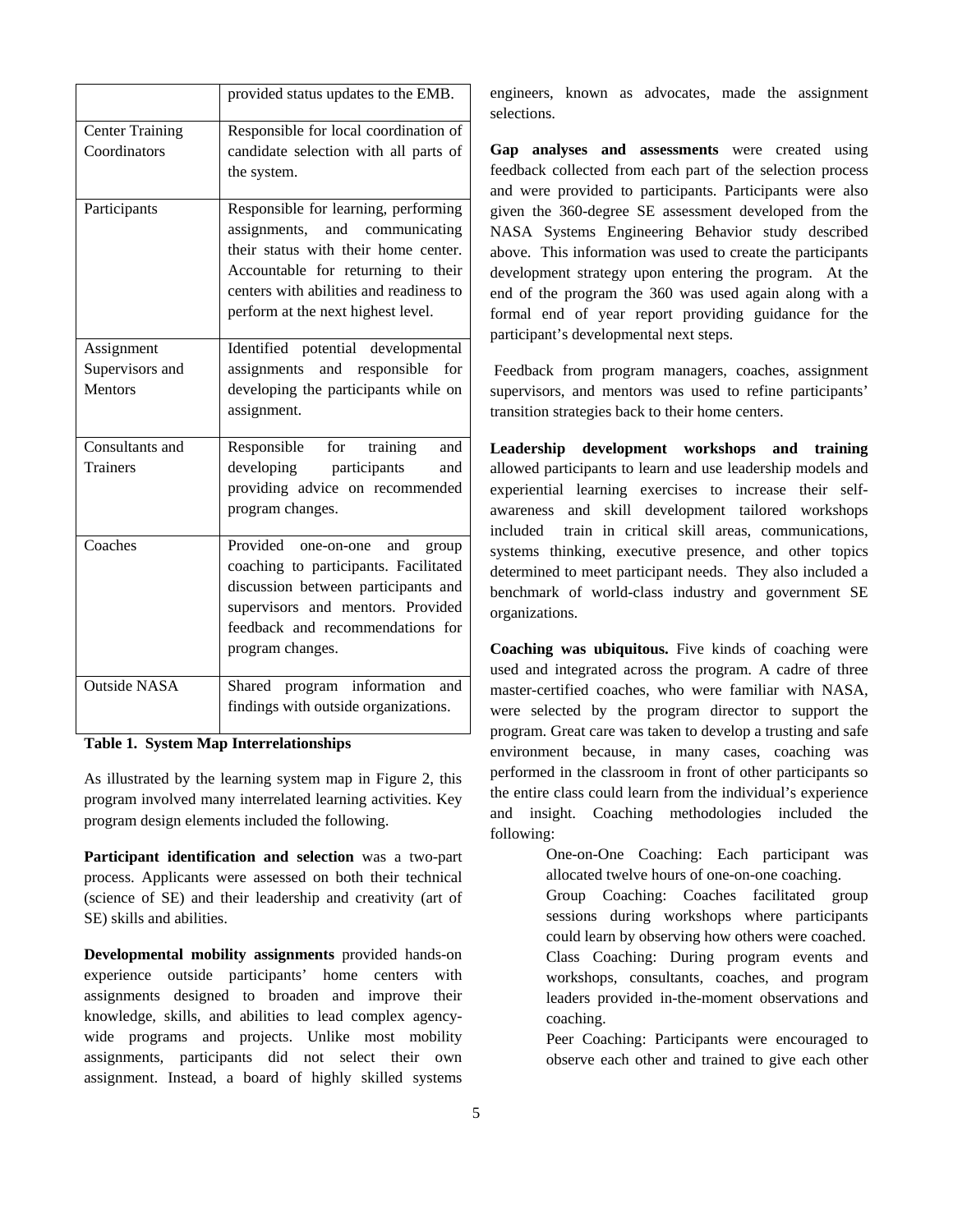| | |
|---|---|
| | provided status updates to the EMB. |
| Center Training Coordinators | Responsible for local coordination of candidate selection with all parts of the system. |
| Participants | Responsible for learning, performing assignments, and communicating their status with their home center. Accountable for returning to their centers with abilities and readiness to perform at the next highest level. |
| Assignment Supervisors and Mentors | Identified potential developmental assignments and responsible for developing the participants while on assignment. |
| Consultants and Trainers | Responsible for training and developing participants and providing advice on recommended program changes. |
| Coaches | Provided one-on-one and group coaching to participants. Facilitated discussion between participants and supervisors and mentors. Provided feedback and recommendations for program changes. |
| Outside NASA | Shared program information and findings with outside organizations. |

**Table 1. System Map Interrelationships**

As illustrated by the learning system map in Figure 2, this program involved many interrelated learning activities. Key program design elements included the following.

**Participant identification and selection** was a two-part process. Applicants were assessed on both their technical (science of SE) and their leadership and creativity (art of SE) skills and abilities.

**Developmental mobility assignments** provided hands-on experience outside participants' home centers with assignments designed to broaden and improve their knowledge, skills, and abilities to lead complex agency-wide programs and projects. Unlike most mobility assignments, participants did not select their own assignment. Instead, a board of highly skilled systems engineers, known as advocates, made the assignment selections.

**Gap analyses and assessments** were created using feedback collected from each part of the selection process and were provided to participants. Participants were also given the 360-degree SE assessment developed from the NASA Systems Engineering Behavior study described above. This information was used to create the participants development strategy upon entering the program. At the end of the program the 360 was used again along with a formal end of year report providing guidance for the participant's developmental next steps.

Feedback from program managers, coaches, assignment supervisors, and mentors was used to refine participants' transition strategies back to their home centers.

**Leadership development workshops and training** allowed participants to learn and use leadership models and experiential learning exercises to increase their self-awareness and skill development tailored workshops included train in critical skill areas, communications, systems thinking, executive presence, and other topics determined to meet participant needs. They also included a benchmark of world-class industry and government SE organizations.

**Coaching was ubiquitous.** Five kinds of coaching were used and integrated across the program. A cadre of three master-certified coaches, who were familiar with NASA, were selected by the program director to support the program. Great care was taken to develop a trusting and safe environment because, in many cases, coaching was performed in the classroom in front of other participants so the entire class could learn from the individual's experience and insight. Coaching methodologies included the following:

One-on-One Coaching: Each participant was allocated twelve hours of one-on-one coaching.

Group Coaching: Coaches facilitated group sessions during workshops where participants could learn by observing how others were coached.

Class Coaching: During program events and workshops, consultants, coaches, and program leaders provided in-the-moment observations and coaching.

Peer Coaching: Participants were encouraged to observe each other and trained to give each other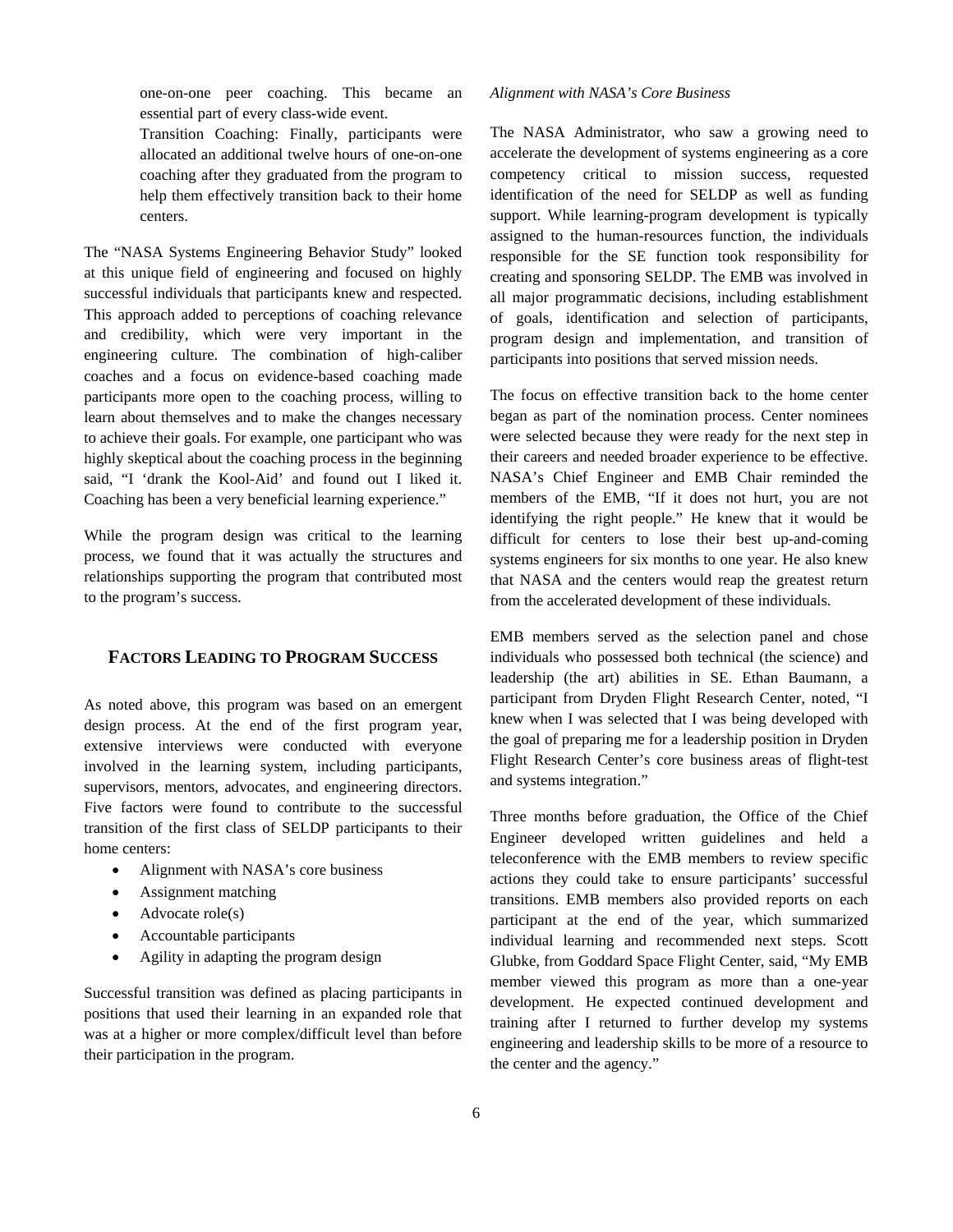one-on-one peer coaching. This became an essential part of every class-wide event.

Transition Coaching: Finally, participants were allocated an additional twelve hours of one-on-one coaching after they graduated from the program to help them effectively transition back to their home centers.

The "NASA Systems Engineering Behavior Study" looked at this unique field of engineering and focused on highly successful individuals that participants knew and respected. This approach added to perceptions of coaching relevance and credibility, which were very important in the engineering culture. The combination of high-caliber coaches and a focus on evidence-based coaching made participants more open to the coaching process, willing to learn about themselves and to make the changes necessary to achieve their goals. For example, one participant who was highly skeptical about the coaching process in the beginning said, "I 'drank the Kool-Aid' and found out I liked it. Coaching has been a very beneficial learning experience."

While the program design was critical to the learning process, we found that it was actually the structures and relationships supporting the program that contributed most to the program's success.

## FACTORS LEADING TO PROGRAM SUCCESS

As noted above, this program was based on an emergent design process. At the end of the first program year, extensive interviews were conducted with everyone involved in the learning system, including participants, supervisors, mentors, advocates, and engineering directors. Five factors were found to contribute to the successful transition of the first class of SELDP participants to their home centers:

- Alignment with NASA's core business
- Assignment matching
- Advocate role(s)
- Accountable participants
- Agility in adapting the program design

Successful transition was defined as placing participants in positions that used their learning in an expanded role that was at a higher or more complex/difficult level than before their participation in the program.

### *Alignment with NASA's Core Business*

The NASA Administrator, who saw a growing need to accelerate the development of systems engineering as a core competency critical to mission success, requested identification of the need for SELDP as well as funding support. While learning-program development is typically assigned to the human-resources function, the individuals responsible for the SE function took responsibility for creating and sponsoring SELDP. The EMB was involved in all major programmatic decisions, including establishment of goals, identification and selection of participants, program design and implementation, and transition of participants into positions that served mission needs.

The focus on effective transition back to the home center began as part of the nomination process. Center nominees were selected because they were ready for the next step in their careers and needed broader experience to be effective. NASA's Chief Engineer and EMB Chair reminded the members of the EMB, "If it does not hurt, you are not identifying the right people." He knew that it would be difficult for centers to lose their best up-and-coming systems engineers for six months to one year. He also knew that NASA and the centers would reap the greatest return from the accelerated development of these individuals.

EMB members served as the selection panel and chose individuals who possessed both technical (the science) and leadership (the art) abilities in SE. Ethan Baumann, a participant from Dryden Flight Research Center, noted, "I knew when I was selected that I was being developed with the goal of preparing me for a leadership position in Dryden Flight Research Center's core business areas of flight-test and systems integration."

Three months before graduation, the Office of the Chief Engineer developed written guidelines and held a teleconference with the EMB members to review specific actions they could take to ensure participants' successful transitions. EMB members also provided reports on each participant at the end of the year, which summarized individual learning and recommended next steps. Scott Glubke, from Goddard Space Flight Center, said, "My EMB member viewed this program as more than a one-year development. He expected continued development and training after I returned to further develop my systems engineering and leadership skills to be more of a resource to the center and the agency."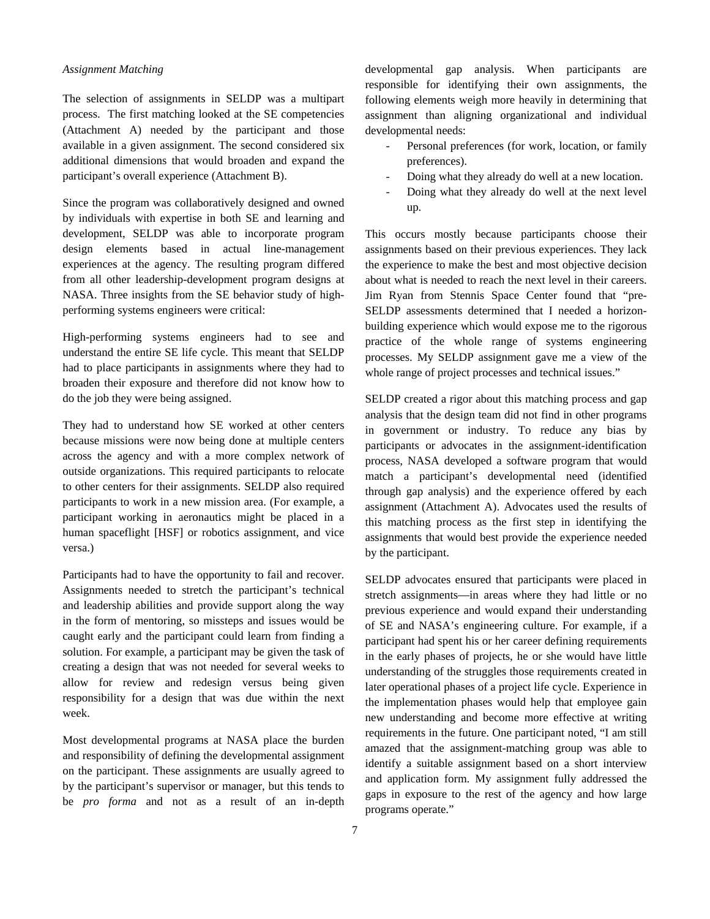*Assignment Matching*

The selection of assignments in SELDP was a multipart process. The first matching looked at the SE competencies (Attachment A) needed by the participant and those available in a given assignment. The second considered six additional dimensions that would broaden and expand the participant's overall experience (Attachment B).

Since the program was collaboratively designed and owned by individuals with expertise in both SE and learning and development, SELDP was able to incorporate program design elements based in actual line-management experiences at the agency. The resulting program differed from all other leadership-development program designs at NASA. Three insights from the SE behavior study of high-performing systems engineers were critical:

High-performing systems engineers had to see and understand the entire SE life cycle. This meant that SELDP had to place participants in assignments where they had to broaden their exposure and therefore did not know how to do the job they were being assigned.

They had to understand how SE worked at other centers because missions were now being done at multiple centers across the agency and with a more complex network of outside organizations. This required participants to relocate to other centers for their assignments. SELDP also required participants to work in a new mission area. (For example, a participant working in aeronautics might be placed in a human spaceflight [HSF] or robotics assignment, and vice versa.)

Participants had to have the opportunity to fail and recover. Assignments needed to stretch the participant's technical and leadership abilities and provide support along the way in the form of mentoring, so missteps and issues would be caught early and the participant could learn from finding a solution. For example, a participant may be given the task of creating a design that was not needed for several weeks to allow for review and redesign versus being given responsibility for a design that was due within the next week.

Most developmental programs at NASA place the burden and responsibility of defining the developmental assignment on the participant. These assignments are usually agreed to by the participant's supervisor or manager, but this tends to be *pro forma* and not as a result of an in-depth developmental gap analysis. When participants are responsible for identifying their own assignments, the following elements weigh more heavily in determining that assignment than aligning organizational and individual developmental needs:

- Personal preferences (for work, location, or family preferences).
- Doing what they already do well at a new location.
- Doing what they already do well at the next level up.

This occurs mostly because participants choose their assignments based on their previous experiences. They lack the experience to make the best and most objective decision about what is needed to reach the next level in their careers. Jim Ryan from Stennis Space Center found that "pre-SELDP assessments determined that I needed a horizon-building experience which would expose me to the rigorous practice of the whole range of systems engineering processes. My SELDP assignment gave me a view of the whole range of project processes and technical issues."

SELDP created a rigor about this matching process and gap analysis that the design team did not find in other programs in government or industry. To reduce any bias by participants or advocates in the assignment-identification process, NASA developed a software program that would match a participant's developmental need (identified through gap analysis) and the experience offered by each assignment (Attachment A). Advocates used the results of this matching process as the first step in identifying the assignments that would best provide the experience needed by the participant.

SELDP advocates ensured that participants were placed in stretch assignments—in areas where they had little or no previous experience and would expand their understanding of SE and NASA's engineering culture. For example, if a participant had spent his or her career defining requirements in the early phases of projects, he or she would have little understanding of the struggles those requirements created in later operational phases of a project life cycle. Experience in the implementation phases would help that employee gain new understanding and become more effective at writing requirements in the future. One participant noted, "I am still amazed that the assignment-matching group was able to identify a suitable assignment based on a short interview and application form. My assignment fully addressed the gaps in exposure to the rest of the agency and how large programs operate."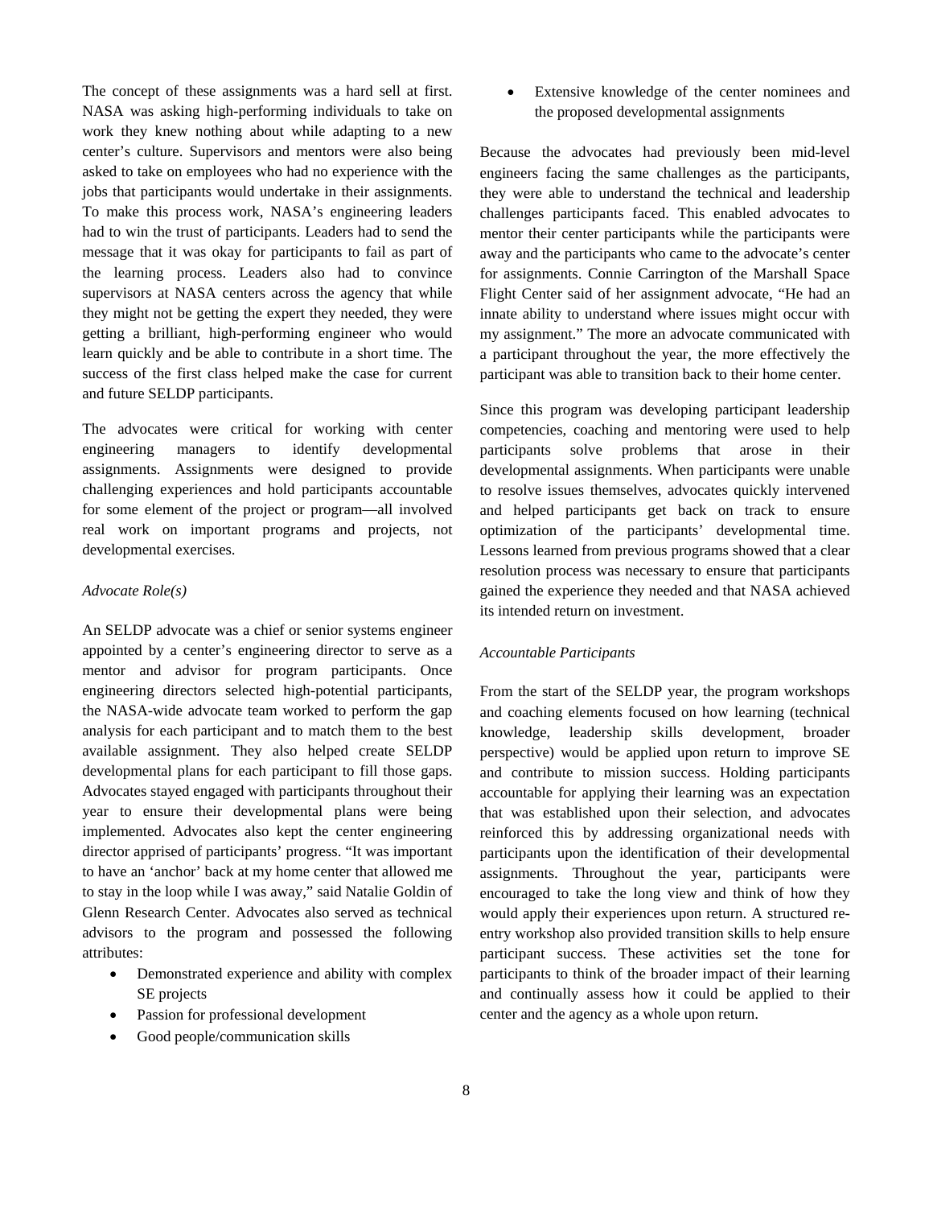The concept of these assignments was a hard sell at first. NASA was asking high-performing individuals to take on work they knew nothing about while adapting to a new center's culture. Supervisors and mentors were also being asked to take on employees who had no experience with the jobs that participants would undertake in their assignments. To make this process work, NASA's engineering leaders had to win the trust of participants. Leaders had to send the message that it was okay for participants to fail as part of the learning process. Leaders also had to convince supervisors at NASA centers across the agency that while they might not be getting the expert they needed, they were getting a brilliant, high-performing engineer who would learn quickly and be able to contribute in a short time. The success of the first class helped make the case for current and future SELDP participants.

The advocates were critical for working with center engineering managers to identify developmental assignments. Assignments were designed to provide challenging experiences and hold participants accountable for some element of the project or program—all involved real work on important programs and projects, not developmental exercises.

*Advocate Role(s)*

An SELDP advocate was a chief or senior systems engineer appointed by a center's engineering director to serve as a mentor and advisor for program participants. Once engineering directors selected high-potential participants, the NASA-wide advocate team worked to perform the gap analysis for each participant and to match them to the best available assignment. They also helped create SELDP developmental plans for each participant to fill those gaps. Advocates stayed engaged with participants throughout their year to ensure their developmental plans were being implemented. Advocates also kept the center engineering director apprised of participants' progress. "It was important to have an 'anchor' back at my home center that allowed me to stay in the loop while I was away," said Natalie Goldin of Glenn Research Center. Advocates also served as technical advisors to the program and possessed the following attributes:

- Demonstrated experience and ability with complex SE projects
- Passion for professional development
- Good people/communication skills
- Extensive knowledge of the center nominees and the proposed developmental assignments

Because the advocates had previously been mid-level engineers facing the same challenges as the participants, they were able to understand the technical and leadership challenges participants faced. This enabled advocates to mentor their center participants while the participants were away and the participants who came to the advocate's center for assignments. Connie Carrington of the Marshall Space Flight Center said of her assignment advocate, "He had an innate ability to understand where issues might occur with my assignment." The more an advocate communicated with a participant throughout the year, the more effectively the participant was able to transition back to their home center.

Since this program was developing participant leadership competencies, coaching and mentoring were used to help participants solve problems that arose in their developmental assignments. When participants were unable to resolve issues themselves, advocates quickly intervened and helped participants get back on track to ensure optimization of the participants' developmental time. Lessons learned from previous programs showed that a clear resolution process was necessary to ensure that participants gained the experience they needed and that NASA achieved its intended return on investment.

*Accountable Participants*

From the start of the SELDP year, the program workshops and coaching elements focused on how learning (technical knowledge, leadership skills development, broader perspective) would be applied upon return to improve SE and contribute to mission success. Holding participants accountable for applying their learning was an expectation that was established upon their selection, and advocates reinforced this by addressing organizational needs with participants upon the identification of their developmental assignments. Throughout the year, participants were encouraged to take the long view and think of how they would apply their experiences upon return. A structured re-entry workshop also provided transition skills to help ensure participant success. These activities set the tone for participants to think of the broader impact of their learning and continually assess how it could be applied to their center and the agency as a whole upon return.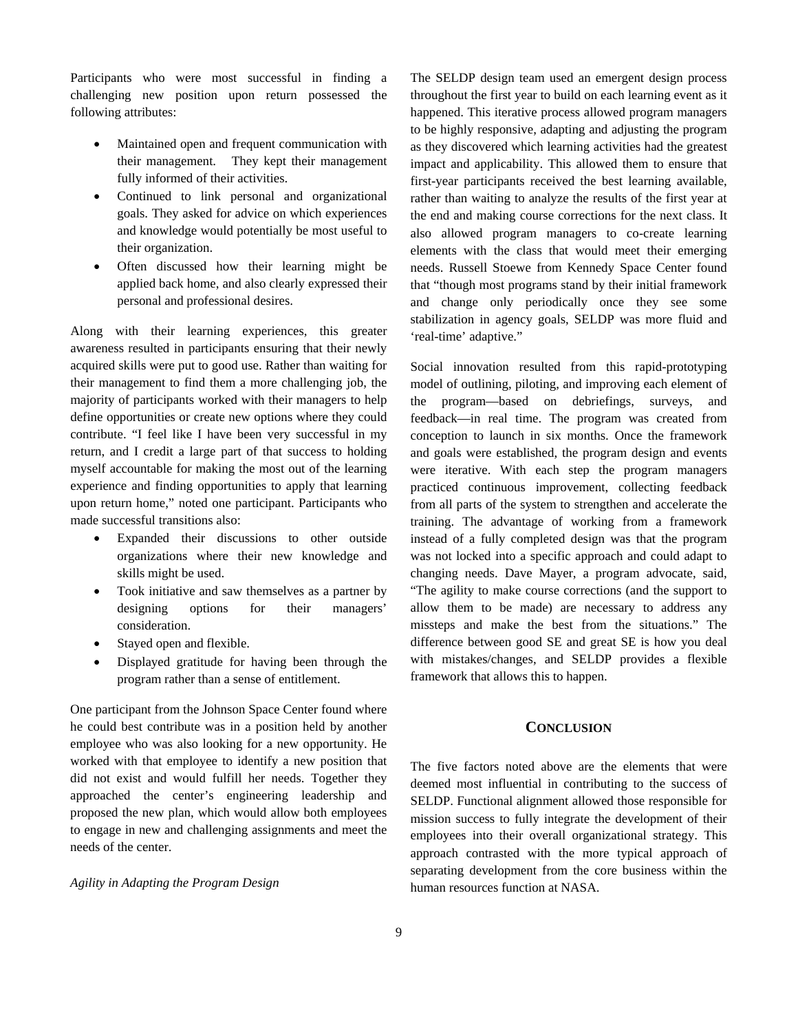Participants who were most successful in finding a challenging new position upon return possessed the following attributes:

- Maintained open and frequent communication with their management. They kept their management fully informed of their activities.
- Continued to link personal and organizational goals. They asked for advice on which experiences and knowledge would potentially be most useful to their organization.
- Often discussed how their learning might be applied back home, and also clearly expressed their personal and professional desires.

Along with their learning experiences, this greater awareness resulted in participants ensuring that their newly acquired skills were put to good use. Rather than waiting for their management to find them a more challenging job, the majority of participants worked with their managers to help define opportunities or create new options where they could contribute. "I feel like I have been very successful in my return, and I credit a large part of that success to holding myself accountable for making the most out of the learning experience and finding opportunities to apply that learning upon return home," noted one participant. Participants who made successful transitions also:

- Expanded their discussions to other outside organizations where their new knowledge and skills might be used.
- Took initiative and saw themselves as a partner by designing options for their managers' consideration.
- Stayed open and flexible.
- Displayed gratitude for having been through the program rather than a sense of entitlement.

One participant from the Johnson Space Center found where he could best contribute was in a position held by another employee who was also looking for a new opportunity. He worked with that employee to identify a new position that did not exist and would fulfill her needs. Together they approached the center's engineering leadership and proposed the new plan, which would allow both employees to engage in new and challenging assignments and meet the needs of the center.

*Agility in Adapting the Program Design*

The SELDP design team used an emergent design process throughout the first year to build on each learning event as it happened. This iterative process allowed program managers to be highly responsive, adapting and adjusting the program as they discovered which learning activities had the greatest impact and applicability. This allowed them to ensure that first-year participants received the best learning available, rather than waiting to analyze the results of the first year at the end and making course corrections for the next class. It also allowed program managers to co-create learning elements with the class that would meet their emerging needs. Russell Stoewe from Kennedy Space Center found that "though most programs stand by their initial framework and change only periodically once they see some stabilization in agency goals, SELDP was more fluid and 'real-time' adaptive."

Social innovation resulted from this rapid-prototyping model of outlining, piloting, and improving each element of the program—based on debriefings, surveys, and feedback—in real time. The program was created from conception to launch in six months. Once the framework and goals were established, the program design and events were iterative. With each step the program managers practiced continuous improvement, collecting feedback from all parts of the system to strengthen and accelerate the training. The advantage of working from a framework instead of a fully completed design was that the program was not locked into a specific approach and could adapt to changing needs. Dave Mayer, a program advocate, said, "The agility to make course corrections (and the support to allow them to be made) are necessary to address any missteps and make the best from the situations." The difference between good SE and great SE is how you deal with mistakes/changes, and SELDP provides a flexible framework that allows this to happen.

## CONCLUSION

The five factors noted above are the elements that were deemed most influential in contributing to the success of SELDP. Functional alignment allowed those responsible for mission success to fully integrate the development of their employees into their overall organizational strategy. This approach contrasted with the more typical approach of separating development from the core business within the human resources function at NASA.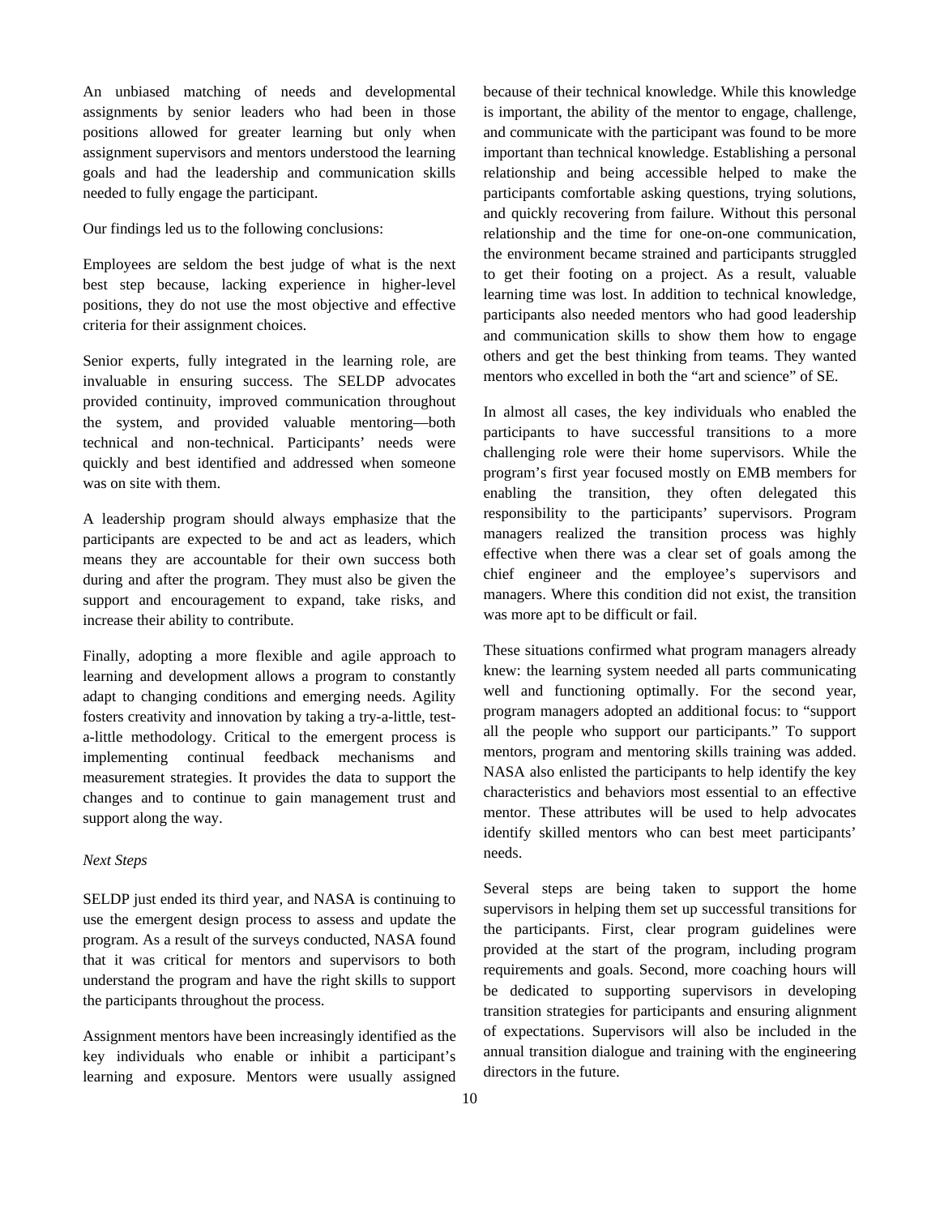An unbiased matching of needs and developmental assignments by senior leaders who had been in those positions allowed for greater learning but only when assignment supervisors and mentors understood the learning goals and had the leadership and communication skills needed to fully engage the participant.

Our findings led us to the following conclusions:

Employees are seldom the best judge of what is the next best step because, lacking experience in higher-level positions, they do not use the most objective and effective criteria for their assignment choices.

Senior experts, fully integrated in the learning role, are invaluable in ensuring success. The SELDP advocates provided continuity, improved communication throughout the system, and provided valuable mentoring—both technical and non-technical. Participants' needs were quickly and best identified and addressed when someone was on site with them.

A leadership program should always emphasize that the participants are expected to be and act as leaders, which means they are accountable for their own success both during and after the program. They must also be given the support and encouragement to expand, take risks, and increase their ability to contribute.

Finally, adopting a more flexible and agile approach to learning and development allows a program to constantly adapt to changing conditions and emerging needs. Agility fosters creativity and innovation by taking a try-a-little, test-a-little methodology. Critical to the emergent process is implementing continual feedback mechanisms and measurement strategies. It provides the data to support the changes and to continue to gain management trust and support along the way.

*Next Steps*

SELDP just ended its third year, and NASA is continuing to use the emergent design process to assess and update the program. As a result of the surveys conducted, NASA found that it was critical for mentors and supervisors to both understand the program and have the right skills to support the participants throughout the process.

Assignment mentors have been increasingly identified as the key individuals who enable or inhibit a participant's learning and exposure. Mentors were usually assigned because of their technical knowledge. While this knowledge is important, the ability of the mentor to engage, challenge, and communicate with the participant was found to be more important than technical knowledge. Establishing a personal relationship and being accessible helped to make the participants comfortable asking questions, trying solutions, and quickly recovering from failure. Without this personal relationship and the time for one-on-one communication, the environment became strained and participants struggled to get their footing on a project. As a result, valuable learning time was lost. In addition to technical knowledge, participants also needed mentors who had good leadership and communication skills to show them how to engage others and get the best thinking from teams. They wanted mentors who excelled in both the "art and science" of SE.

In almost all cases, the key individuals who enabled the participants to have successful transitions to a more challenging role were their home supervisors. While the program's first year focused mostly on EMB members for enabling the transition, they often delegated this responsibility to the participants' supervisors. Program managers realized the transition process was highly effective when there was a clear set of goals among the chief engineer and the employee's supervisors and managers. Where this condition did not exist, the transition was more apt to be difficult or fail.

These situations confirmed what program managers already knew: the learning system needed all parts communicating well and functioning optimally. For the second year, program managers adopted an additional focus: to "support all the people who support our participants." To support mentors, program and mentoring skills training was added. NASA also enlisted the participants to help identify the key characteristics and behaviors most essential to an effective mentor. These attributes will be used to help advocates identify skilled mentors who can best meet participants' needs.

Several steps are being taken to support the home supervisors in helping them set up successful transitions for the participants. First, clear program guidelines were provided at the start of the program, including program requirements and goals. Second, more coaching hours will be dedicated to supporting supervisors in developing transition strategies for participants and ensuring alignment of expectations. Supervisors will also be included in the annual transition dialogue and training with the engineering directors in the future.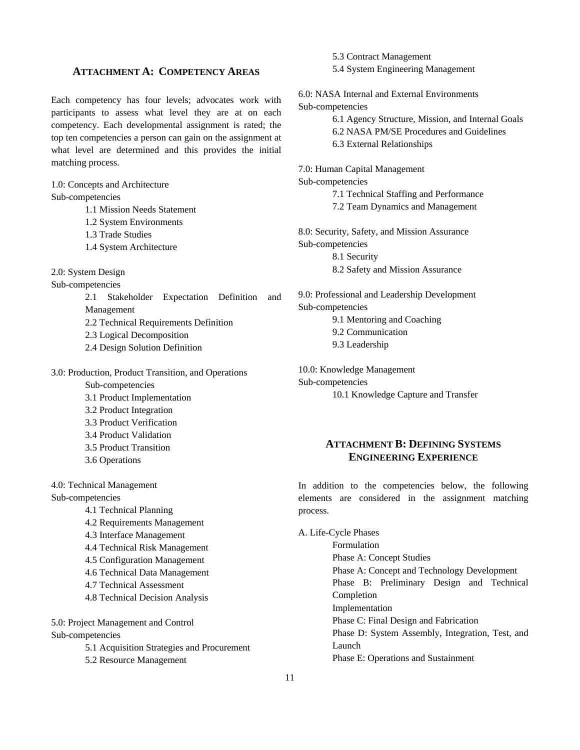## Attachment A: Competency Areas

Each competency has four levels; advocates work with participants to assess what level they are at on each competency. Each developmental assignment is rated; the top ten competencies a person can gain on the assignment at what level are determined and this provides the initial matching process.

1.0: Concepts and Architecture
Sub-competencies

- 1.1 Mission Needs Statement
- 1.2 System Environments
- 1.3 Trade Studies
- 1.4 System Architecture

2.0: System Design
Sub-competencies

- 2.1 Stakeholder Expectation Definition and Management
- 2.2 Technical Requirements Definition
- 2.3 Logical Decomposition
- 2.4 Design Solution Definition

3.0: Production, Product Transition, and Operations
Sub-competencies

- 3.1 Product Implementation
- 3.2 Product Integration
- 3.3 Product Verification
- 3.4 Product Validation
- 3.5 Product Transition
- 3.6 Operations

4.0: Technical Management
Sub-competencies

- 4.1 Technical Planning
- 4.2 Requirements Management
- 4.3 Interface Management
- 4.4 Technical Risk Management
- 4.5 Configuration Management
- 4.6 Technical Data Management
- 4.7 Technical Assessment
- 4.8 Technical Decision Analysis

5.0: Project Management and Control
Sub-competencies

- 5.1 Acquisition Strategies and Procurement
- 5.2 Resource Management
- 5.3 Contract Management
- 5.4 System Engineering Management

6.0: NASA Internal and External Environments
Sub-competencies

- 6.1 Agency Structure, Mission, and Internal Goals
- 6.2 NASA PM/SE Procedures and Guidelines
- 6.3 External Relationships

7.0: Human Capital Management
Sub-competencies

- 7.1 Technical Staffing and Performance
- 7.2 Team Dynamics and Management

8.0: Security, Safety, and Mission Assurance
Sub-competencies

- 8.1 Security
- 8.2 Safety and Mission Assurance

9.0: Professional and Leadership Development
Sub-competencies

- 9.1 Mentoring and Coaching
- 9.2 Communication
- 9.3 Leadership

10.0: Knowledge Management
Sub-competencies

- 10.1 Knowledge Capture and Transfer

## Attachment B: Defining Systems Engineering Experience

In addition to the competencies below, the following elements are considered in the assignment matching process.

A. Life-Cycle Phases

- Formulation
- Phase A: Concept Studies
- Phase A: Concept and Technology Development
- Phase B: Preliminary Design and Technical Completion
- Implementation
- Phase C: Final Design and Fabrication
- Phase D: System Assembly, Integration, Test, and Launch
- Phase E: Operations and Sustainment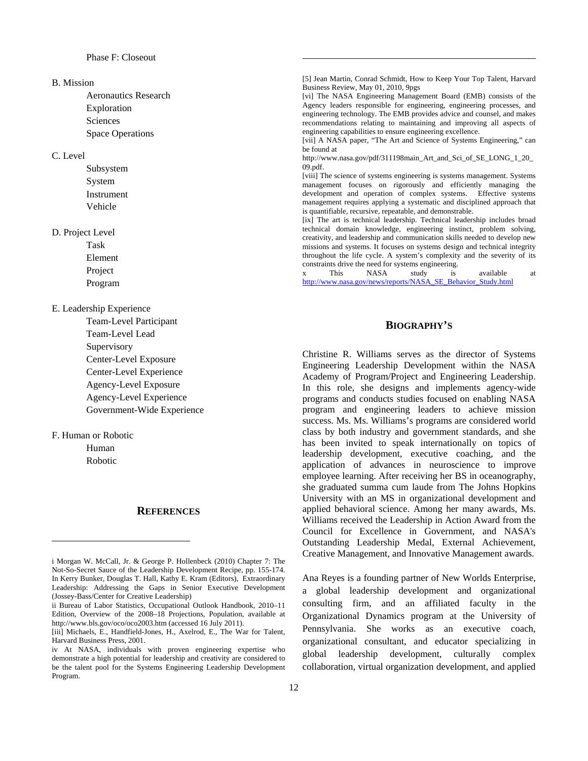Phase F: Closeout

B. Mission

- Aeronautics Research
- Exploration
- Sciences
- Space Operations

C. Level

- Subsystem
- System
- Instrument
- Vehicle

D. Project Level

- Task
- Element
- Project
- Program

E. Leadership Experience

- Team-Level Participant
- Team-Level Lead
- Supervisory
- Center-Level Exposure
- Center-Level Experience
- Agency-Level Exposure
- Agency-Level Experience
- Government-Wide Experience

F. Human or Robotic

- Human
- Robotic

## REFERENCES

i Morgan W. McCall, Jr. & George P. Hollenbeck (2010) Chapter 7: The Not-So-Secret Sauce of the Leadership Development Recipe, pp. 155-174. In Kerry Bunker, Douglas T. Hall, Kathy E. Kram (Editors), Extraordinary Leadership: Addressing the Gaps in Senior Executive Development (Jossey-Bass/Center for Creative Leadership)

ii Bureau of Labor Statistics, Occupational Outlook Handbook, 2010–11 Edition, Overview of the 2008–18 Projections, Population, available at http://www.bls.gov/oco/oco2003.htm (accessed 16 July 2011).

[iii] Michaels, E., Handfield-Jones, H., Axelrod, E., The War for Talent, Harvard Business Press, 2001.

iv At NASA, individuals with proven engineering expertise who demonstrate a high potential for leadership and creativity are considered to be the talent pool for the Systems Engineering Leadership Development Program.

[5] Jean Martin, Conrad Schmidt, How to Keep Your Top Talent, Harvard Business Review, May 01, 2010, 9pgs

[vi] The NASA Engineering Management Board (EMB) consists of the Agency leaders responsible for engineering, engineering processes, and engineering technology. The EMB provides advice and counsel, and makes recommendations relating to maintaining and improving all aspects of engineering capabilities to ensure engineering excellence.

[vii] A NASA paper, "The Art and Science of Systems Engineering," can be found at http://www.nasa.gov/pdf/311198main_Art_and_Sci_of_SE_LONG_1_20_09.pdf.

[viii] The science of systems engineering is systems management. Systems management focuses on rigorously and efficiently managing the development and operation of complex systems. Effective systems management requires applying a systematic and disciplined approach that is quantifiable, recursive, repeatable, and demonstrable.

[ix] The art is technical leadership. Technical leadership includes broad technical domain knowledge, engineering instinct, problem solving, creativity, and leadership and communication skills needed to develop new missions and systems. It focuses on systems design and technical integrity throughout the life cycle. A system's complexity and the severity of its constraints drive the need for systems engineering.

x This NASA study is available at http://www.nasa.gov/news/reports/NASA_SE_Behavior_Study.html

## BIOGRAPHY'S

Christine R. Williams serves as the director of Systems Engineering Leadership Development within the NASA Academy of Program/Project and Engineering Leadership. In this role, she designs and implements agency-wide programs and conducts studies focused on enabling NASA program and engineering leaders to achieve mission success. Ms. Ms. Williams's programs are considered world class by both industry and government standards, and she has been invited to speak internationally on topics of leadership development, executive coaching, and the application of advances in neuroscience to improve employee learning. After receiving her BS in oceanography, she graduated summa cum laude from The Johns Hopkins University with an MS in organizational development and applied behavioral science. Among her many awards, Ms. Williams received the Leadership in Action Award from the Council for Excellence in Government, and NASA's Outstanding Leadership Medal, External Achievement, Creative Management, and Innovative Management awards.

Ana Reyes is a founding partner of New Worlds Enterprise, a global leadership development and organizational consulting firm, and an affiliated faculty in the Organizational Dynamics program at the University of Pennsylvania. She works as an executive coach, organizational consultant, and educator specializing in global leadership development, culturally complex collaboration, virtual organization development, and applied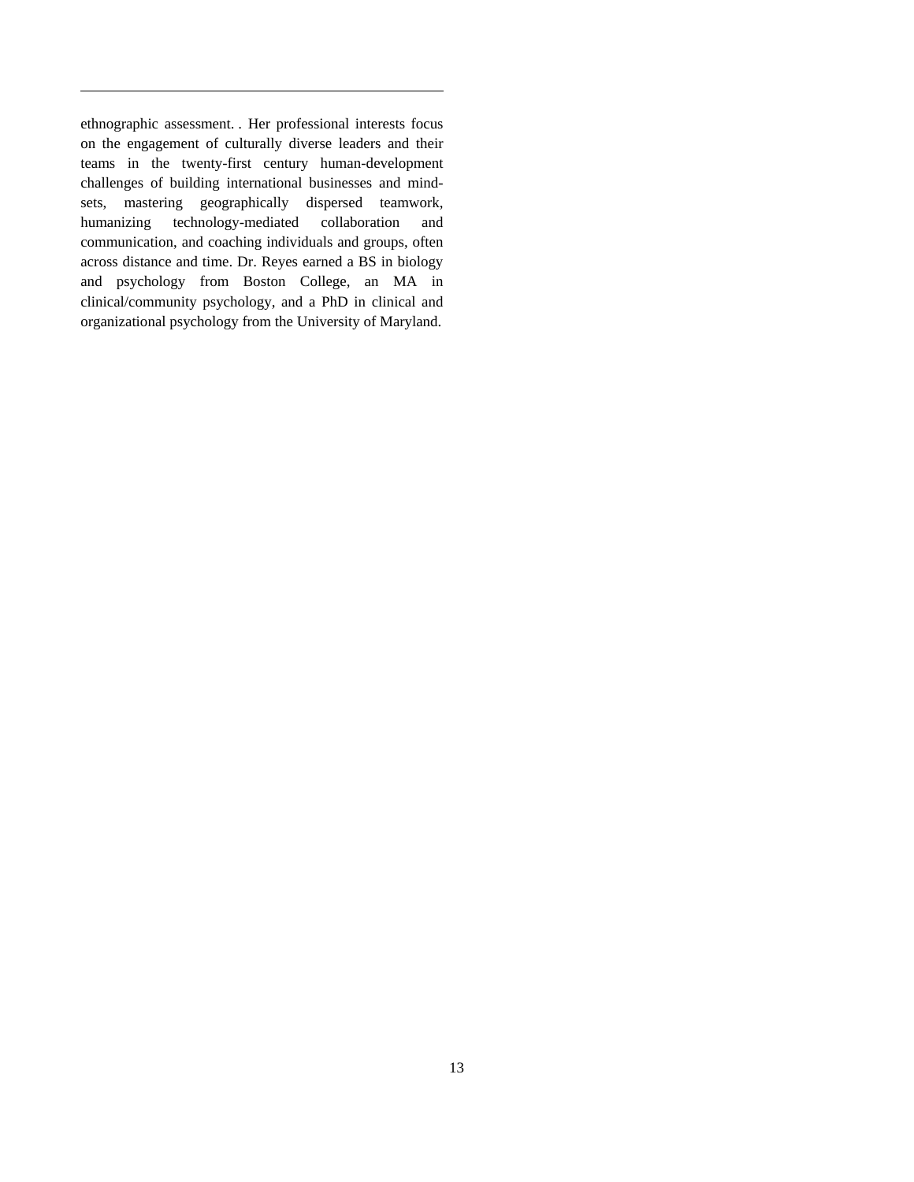ethnographic assessment. . Her professional interests focus on the engagement of culturally diverse leaders and their teams in the twenty-first century human-development challenges of building international businesses and mind-sets, mastering geographically dispersed teamwork, humanizing technology-mediated collaboration and communication, and coaching individuals and groups, often across distance and time. Dr. Reyes earned a BS in biology and psychology from Boston College, an MA in clinical/community psychology, and a PhD in clinical and organizational psychology from the University of Maryland.